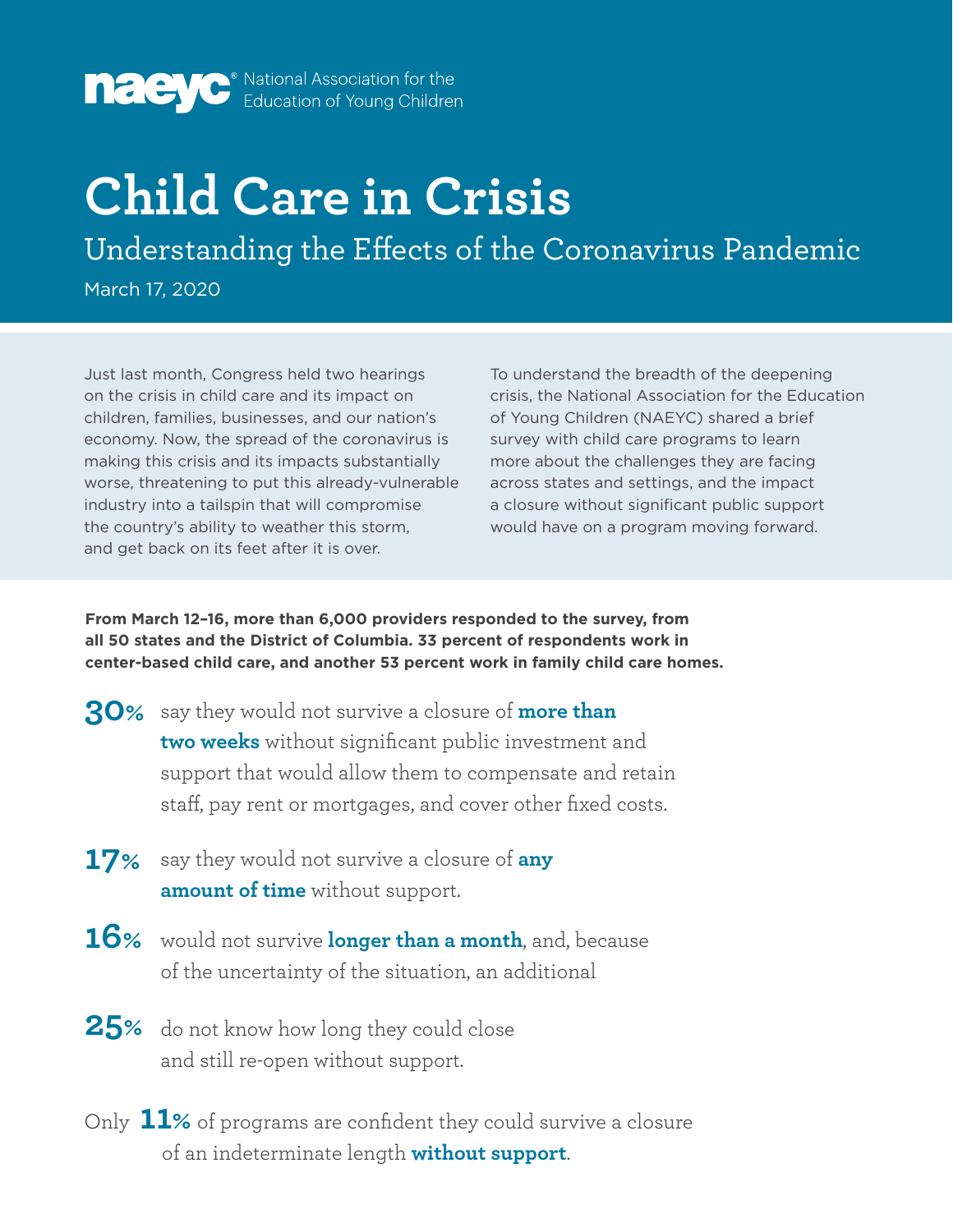naeyc® National Association for the Education of Young Children

# Child Care in Crisis

## Understanding the Effects of the Coronavirus Pandemic

March 17, 2020

Just last month, Congress held two hearings on the crisis in child care and its impact on children, families, businesses, and our nation's economy. Now, the spread of the coronavirus is making this crisis and its impacts substantially worse, threatening to put this already-vulnerable industry into a tailspin that will compromise the country's ability to weather this storm, and get back on its feet after it is over.

To understand the breadth of the deepening crisis, the National Association for the Education of Young Children (NAEYC) shared a brief survey with child care programs to learn more about the challenges they are facing across states and settings, and the impact a closure without significant public support would have on a program moving forward.

**From March 12–16, more than 6,000 providers responded to the survey, from all 50 states and the District of Columbia. 33 percent of respondents work in center-based child care, and another 53 percent work in family child care homes.**

**30%** say they would not survive a closure of **more than two weeks** without significant public investment and support that would allow them to compensate and retain staff, pay rent or mortgages, and cover other fixed costs.

**17%** say they would not survive a closure of **any amount of time** without support.

**16%** would not survive **longer than a month**, and, because of the uncertainty of the situation, an additional

**25%** do not know how long they could close and still re-open without support.

Only **11%** of programs are confident they could survive a closure of an indeterminate length **without support**.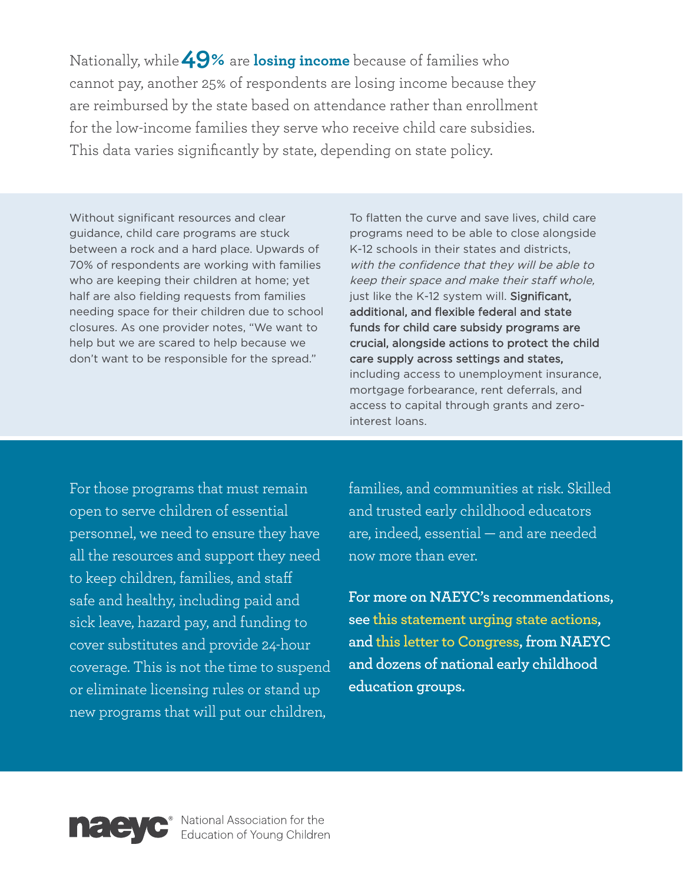Nationally, while **49%** are **losing income** because of families who cannot pay, another 25% of respondents are losing income because they are reimbursed by the state based on attendance rather than enrollment for the low-income families they serve who receive child care subsidies. This data varies significantly by state, depending on state policy.

Without significant resources and clear guidance, child care programs are stuck between a rock and a hard place. Upwards of 70% of respondents are working with families who are keeping their children at home; yet half are also fielding requests from families needing space for their children due to school closures. As one provider notes, "We want to help but we are scared to help because we don't want to be responsible for the spread."

To flatten the curve and save lives, child care programs need to be able to close alongside K-12 schools in their states and districts, *with the confidence that they will be able to keep their space and make their staff whole,* just like the K-12 system will. **Significant, additional, and flexible federal and state funds for child care subsidy programs are crucial, alongside actions to protect the child care supply across settings and states,** including access to unemployment insurance, mortgage forbearance, rent deferrals, and access to capital through grants and zero-interest loans.

For those programs that must remain open to serve children of essential personnel, we need to ensure they have all the resources and support they need to keep children, families, and staff safe and healthy, including paid and sick leave, hazard pay, and funding to cover substitutes and provide 24-hour coverage. This is not the time to suspend or eliminate licensing rules or stand up new programs that will put our children, families, and communities at risk. Skilled and trusted early childhood educators are, indeed, essential — and are needed now more than ever.

**For more on NAEYC's recommendations, see this statement urging state actions, and this letter to Congress, from NAEYC and dozens of national early childhood education groups.**

naeyc® National Association for the Education of Young Children